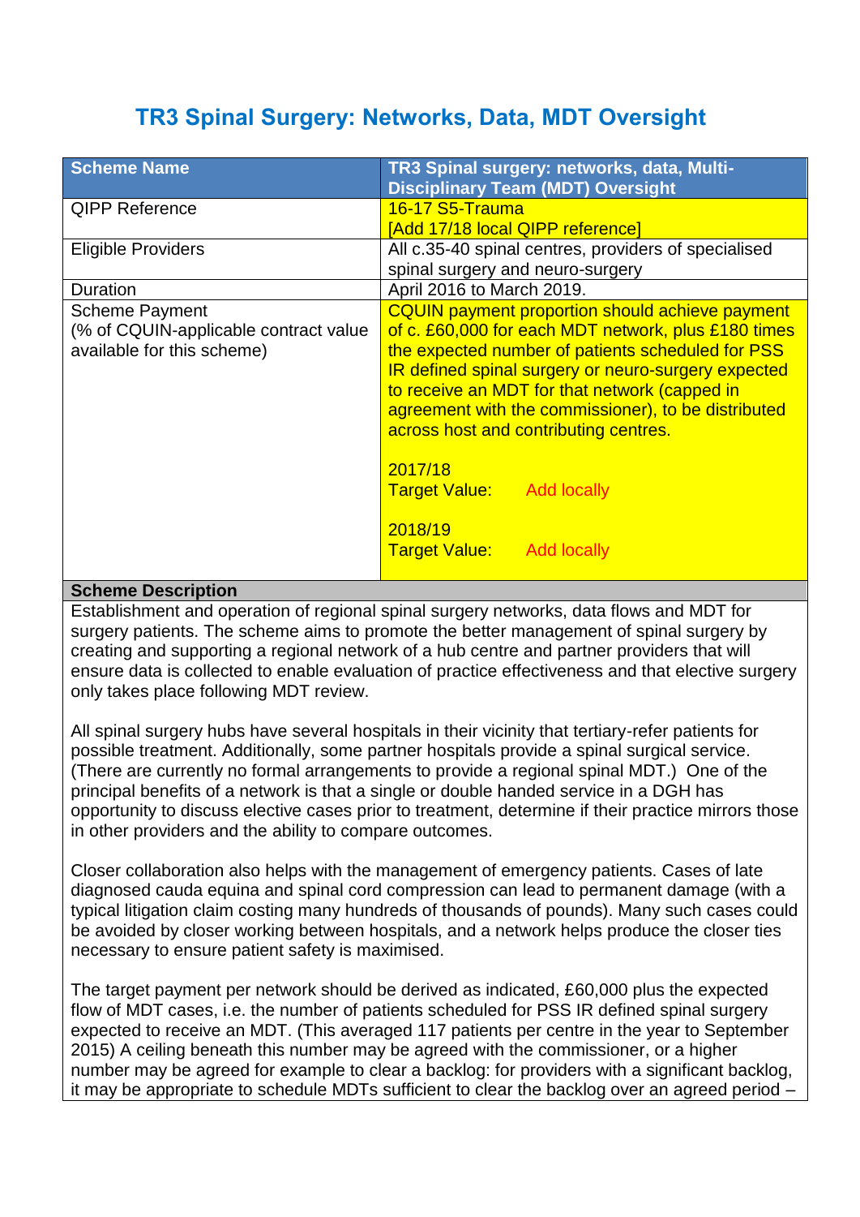# TR3 Spinal Surgery: Networks, Data, MDT Oversight

| Scheme Name | TR3 Spinal surgery: networks, data, Multi-Disciplinary Team (MDT) Oversight |
|---|---|
| QIPP Reference | 16-17 S5-Trauma<br>[Add 17/18 local QIPP reference] |
| Eligible Providers | All c.35-40 spinal centres, providers of specialised spinal surgery and neuro-surgery |
| Duration | April 2016 to March 2019. |
| Scheme Payment<br>(% of CQUIN-applicable contract value available for this scheme) | CQUIN payment proportion should achieve payment of c. £60,000 for each MDT network, plus £180 times the expected number of patients scheduled for PSS IR defined spinal surgery or neuro-surgery expected to receive an MDT for that network (capped in agreement with the commissioner), to be distributed across host and contributing centres.<br><br>2017/18<br>Target Value: Add locally<br><br>2018/19<br>Target Value: Add locally |

**Scheme Description**

Establishment and operation of regional spinal surgery networks, data flows and MDT for surgery patients. The scheme aims to promote the better management of spinal surgery by creating and supporting a regional network of a hub centre and partner providers that will ensure data is collected to enable evaluation of practice effectiveness and that elective surgery only takes place following MDT review.

All spinal surgery hubs have several hospitals in their vicinity that tertiary-refer patients for possible treatment. Additionally, some partner hospitals provide a spinal surgical service. (There are currently no formal arrangements to provide a regional spinal MDT.) One of the principal benefits of a network is that a single or double handed service in a DGH has opportunity to discuss elective cases prior to treatment, determine if their practice mirrors those in other providers and the ability to compare outcomes.

Closer collaboration also helps with the management of emergency patients. Cases of late diagnosed cauda equina and spinal cord compression can lead to permanent damage (with a typical litigation claim costing many hundreds of thousands of pounds). Many such cases could be avoided by closer working between hospitals, and a network helps produce the closer ties necessary to ensure patient safety is maximised.

The target payment per network should be derived as indicated, £60,000 plus the expected flow of MDT cases, i.e. the number of patients scheduled for PSS IR defined spinal surgery expected to receive an MDT. (This averaged 117 patients per centre in the year to September 2015) A ceiling beneath this number may be agreed with the commissioner, or a higher number may be agreed for example to clear a backlog: for providers with a significant backlog, it may be appropriate to schedule MDTs sufficient to clear the backlog over an agreed period –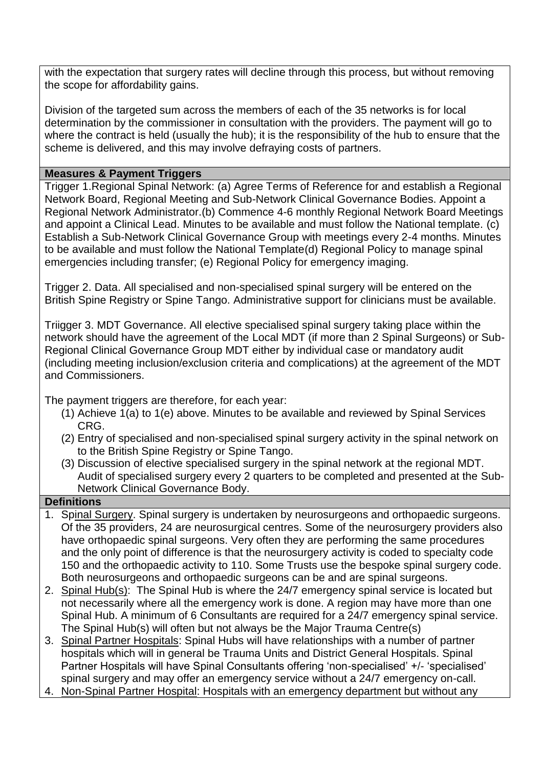with the expectation that surgery rates will decline through this process, but without removing the scope for affordability gains.

Division of the targeted sum across the members of each of the 35 networks is for local determination by the commissioner in consultation with the providers. The payment will go to where the contract is held (usually the hub); it is the responsibility of the hub to ensure that the scheme is delivered, and this may involve defraying costs of partners.

**Measures & Payment Triggers**

Trigger 1.Regional Spinal Network: (a) Agree Terms of Reference for and establish a Regional Network Board, Regional Meeting and Sub-Network Clinical Governance Bodies. Appoint a Regional Network Administrator.(b) Commence 4-6 monthly Regional Network Board Meetings and appoint a Clinical Lead. Minutes to be available and must follow the National template. (c) Establish a Sub-Network Clinical Governance Group with meetings every 2-4 months. Minutes to be available and must follow the National Template(d) Regional Policy to manage spinal emergencies including transfer; (e) Regional Policy for emergency imaging.

Trigger 2. Data. All specialised and non-specialised spinal surgery will be entered on the British Spine Registry or Spine Tango. Administrative support for clinicians must be available.

Triigger 3. MDT Governance. All elective specialised spinal surgery taking place within the network should have the agreement of the Local MDT (if more than 2 Spinal Surgeons) or Sub-Regional Clinical Governance Group MDT either by individual case or mandatory audit (including meeting inclusion/exclusion criteria and complications) at the agreement of the MDT and Commissioners.

The payment triggers are therefore, for each year:

(1) Achieve 1(a) to 1(e) above. Minutes to be available and reviewed by Spinal Services CRG.
(2) Entry of specialised and non-specialised spinal surgery activity in the spinal network on to the British Spine Registry or Spine Tango.
(3) Discussion of elective specialised surgery in the spinal network at the regional MDT. Audit of specialised surgery every 2 quarters to be completed and presented at the Sub-Network Clinical Governance Body.

**Definitions**

1. Spinal Surgery. Spinal surgery is undertaken by neurosurgeons and orthopaedic surgeons. Of the 35 providers, 24 are neurosurgical centres. Some of the neurosurgery providers also have orthopaedic spinal surgeons. Very often they are performing the same procedures and the only point of difference is that the neurosurgery activity is coded to specialty code 150 and the orthopaedic activity to 110. Some Trusts use the bespoke spinal surgery code. Both neurosurgeons and orthopaedic surgeons can be and are spinal surgeons.
2. Spinal Hub(s): The Spinal Hub is where the 24/7 emergency spinal service is located but not necessarily where all the emergency work is done. A region may have more than one Spinal Hub. A minimum of 6 Consultants are required for a 24/7 emergency spinal service. The Spinal Hub(s) will often but not always be the Major Trauma Centre(s)
3. Spinal Partner Hospitals: Spinal Hubs will have relationships with a number of partner hospitals which will in general be Trauma Units and District General Hospitals. Spinal Partner Hospitals will have Spinal Consultants offering 'non-specialised' +/- 'specialised' spinal surgery and may offer an emergency service without a 24/7 emergency on-call.
4. Non-Spinal Partner Hospital: Hospitals with an emergency department but without any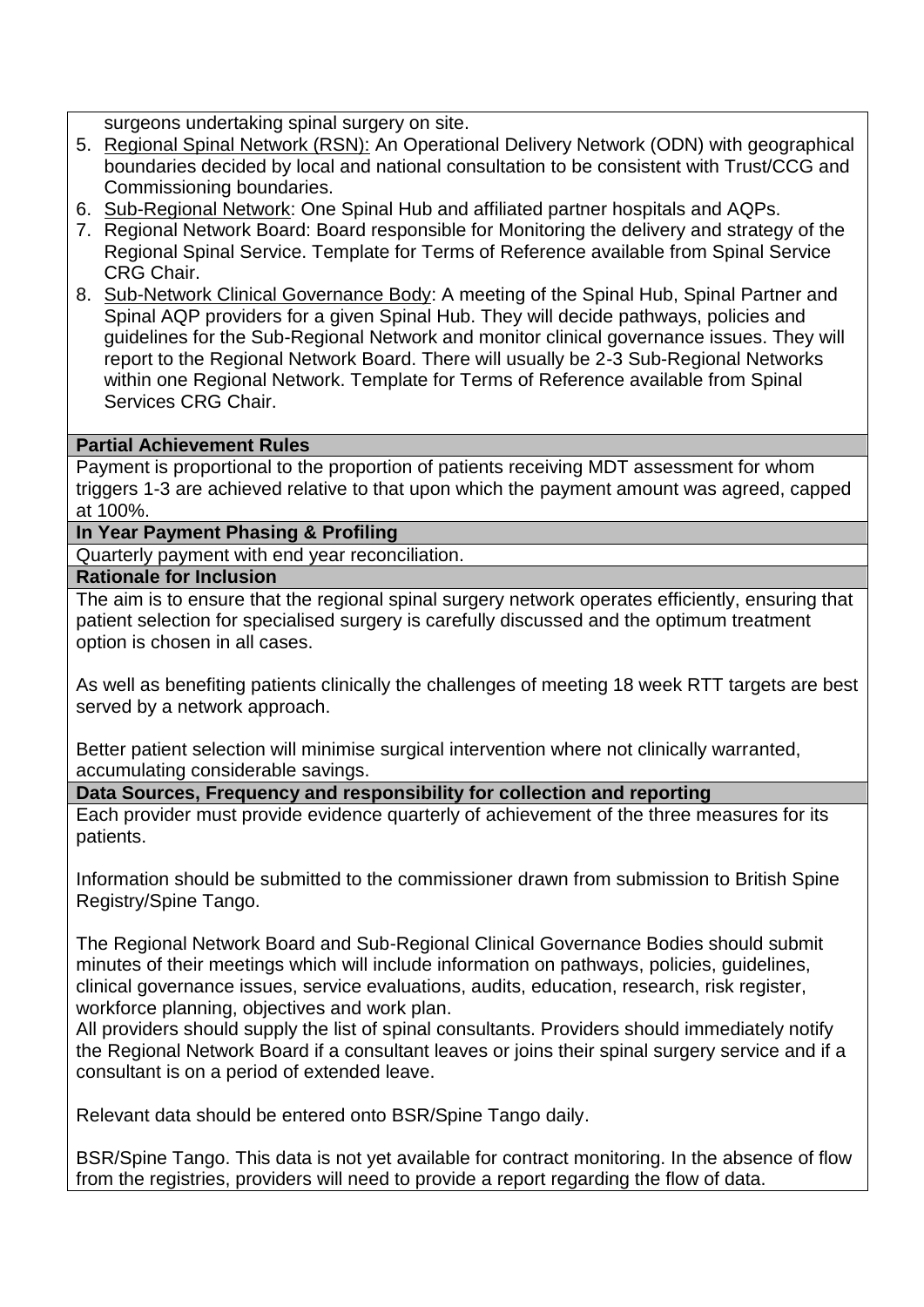surgeons undertaking spinal surgery on site.

5. Regional Spinal Network (RSN): An Operational Delivery Network (ODN) with geographical boundaries decided by local and national consultation to be consistent with Trust/CCG and Commissioning boundaries.
6. Sub-Regional Network: One Spinal Hub and affiliated partner hospitals and AQPs.
7. Regional Network Board: Board responsible for Monitoring the delivery and strategy of the Regional Spinal Service. Template for Terms of Reference available from Spinal Service CRG Chair.
8. Sub-Network Clinical Governance Body: A meeting of the Spinal Hub, Spinal Partner and Spinal AQP providers for a given Spinal Hub. They will decide pathways, policies and guidelines for the Sub-Regional Network and monitor clinical governance issues. They will report to the Regional Network Board. There will usually be 2-3 Sub-Regional Networks within one Regional Network. Template for Terms of Reference available from Spinal Services CRG Chair.

**Partial Achievement Rules**

Payment is proportional to the proportion of patients receiving MDT assessment for whom triggers 1-3 are achieved relative to that upon which the payment amount was agreed, capped at 100%.

**In Year Payment Phasing & Profiling**

Quarterly payment with end year reconciliation.

**Rationale for Inclusion**

The aim is to ensure that the regional spinal surgery network operates efficiently, ensuring that patient selection for specialised surgery is carefully discussed and the optimum treatment option is chosen in all cases.

As well as benefiting patients clinically the challenges of meeting 18 week RTT targets are best served by a network approach.

Better patient selection will minimise surgical intervention where not clinically warranted, accumulating considerable savings.

**Data Sources, Frequency and responsibility for collection and reporting**

Each provider must provide evidence quarterly of achievement of the three measures for its patients.

Information should be submitted to the commissioner drawn from submission to British Spine Registry/Spine Tango.

The Regional Network Board and Sub-Regional Clinical Governance Bodies should submit minutes of their meetings which will include information on pathways, policies, guidelines, clinical governance issues, service evaluations, audits, education, research, risk register, workforce planning, objectives and work plan.

All providers should supply the list of spinal consultants. Providers should immediately notify the Regional Network Board if a consultant leaves or joins their spinal surgery service and if a consultant is on a period of extended leave.

Relevant data should be entered onto BSR/Spine Tango daily.

BSR/Spine Tango. This data is not yet available for contract monitoring. In the absence of flow from the registries, providers will need to provide a report regarding the flow of data.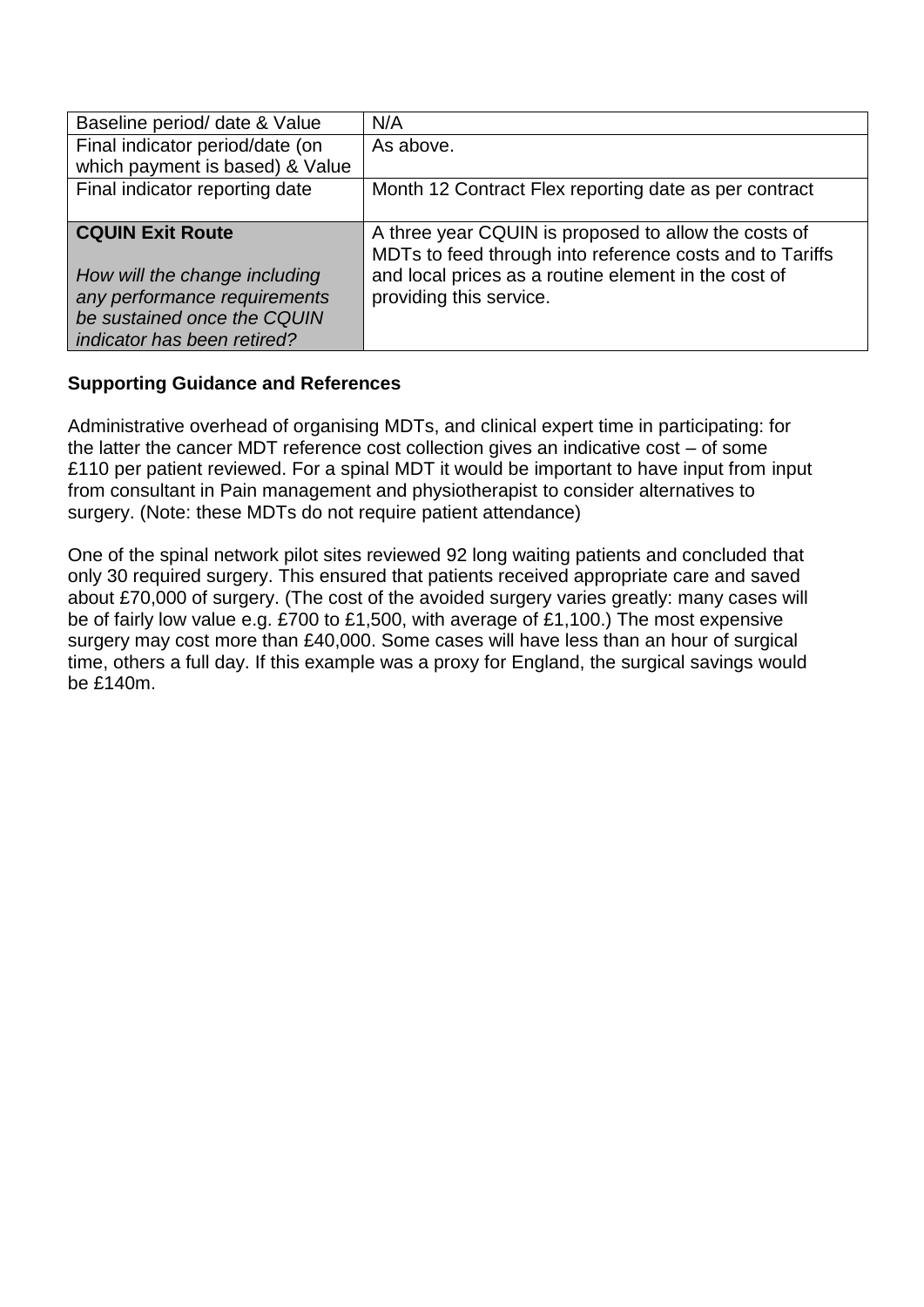| | |
|---|---|
| Baseline period/ date & Value | N/A |
| Final indicator period/date (on which payment is based) & Value | As above. |
| Final indicator reporting date | Month 12 Contract Flex reporting date as per contract |
| **CQUIN Exit Route**<br><br>*How will the change including any performance requirements be sustained once the CQUIN indicator has been retired?* | A three year CQUIN is proposed to allow the costs of MDTs to feed through into reference costs and to Tariffs and local prices as a routine element in the cost of providing this service. |

**Supporting Guidance and References**

Administrative overhead of organising MDTs, and clinical expert time in participating: for the latter the cancer MDT reference cost collection gives an indicative cost – of some £110 per patient reviewed. For a spinal MDT it would be important to have input from input from consultant in Pain management and physiotherapist to consider alternatives to surgery. (Note: these MDTs do not require patient attendance)

One of the spinal network pilot sites reviewed 92 long waiting patients and concluded that only 30 required surgery. This ensured that patients received appropriate care and saved about £70,000 of surgery. (The cost of the avoided surgery varies greatly: many cases will be of fairly low value e.g. £700 to £1,500, with average of £1,100.) The most expensive surgery may cost more than £40,000. Some cases will have less than an hour of surgical time, others a full day. If this example was a proxy for England, the surgical savings would be £140m.